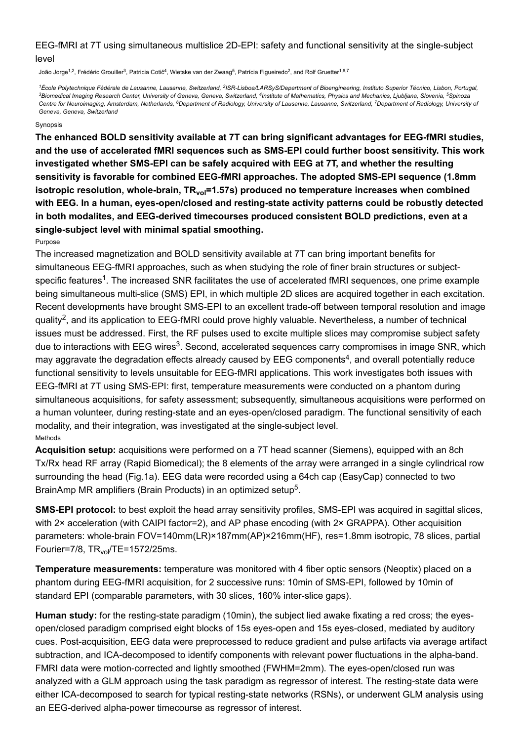# EEG-fMRI at 7T using simultaneous multislice 2D-EPI: safety and functional sensitivity at the single-subject level

João Jorge[1,2], Frédéric Grouiller[3], Patricia Cotič[4], Wietske van der Zwaag[5], Patrícia Figueiredo[2], and Rolf Gruetter[1,6,7]

[1]École Polytechnique Fédérale de Lausanne, Lausanne, Switzerland, [2]ISR-Lisboa/LARSyS/Department of Bioengineering, Instituto Superior Técnico, Lisbon, Portugal, [3]Biomedical Imaging Research Center, University of Geneva, Geneva, Switzerland, [4]Institute of Mathematics, Physics and Mechanics, Ljubljana, Slovenia, [5]Spinoza Centre for Neuroimaging, Amsterdam, Netherlands, [6]Department of Radiology, University of Lausanne, Lausanne, Switzerland, [7]Department of Radiology, University of Geneva, Geneva, Switzerland

## Synopsis

**The enhanced BOLD sensitivity available at 7T can bring significant advantages for EEG-fMRI studies, and the use of accelerated fMRI sequences such as SMS-EPI could further boost sensitivity. This work investigated whether SMS-EPI can be safely acquired with EEG at 7T, and whether the resulting sensitivity is favorable for combined EEG-fMRI approaches. The adopted SMS-EPI sequence (1.8mm isotropic resolution, whole-brain, $TR_{vol}$=1.57s) produced no temperature increases when combined with EEG. In a human, eyes-open/closed and resting-state activity patterns could be robustly detected in both modalites, and EEG-derived timecourses produced consistent BOLD predictions, even at a single-subject level with minimal spatial smoothing.**

## Purpose

The increased magnetization and BOLD sensitivity available at 7T can bring important benefits for simultaneous EEG-fMRI approaches, such as when studying the role of finer brain structures or subject-specific features[1]. The increased SNR facilitates the use of accelerated fMRI sequences, one prime example being simultaneous multi-slice (SMS) EPI, in which multiple 2D slices are acquired together in each excitation. Recent developments have brought SMS-EPI to an excellent trade-off between temporal resolution and image quality[2], and its application to EEG-fMRI could prove highly valuable. Nevertheless, a number of technical issues must be addressed. First, the RF pulses used to excite multiple slices may compromise subject safety due to interactions with EEG wires[3]. Second, accelerated sequences carry compromises in image SNR, which may aggravate the degradation effects already caused by EEG components[4], and overall potentially reduce functional sensitivity to levels unsuitable for EEG-fMRI applications. This work investigates both issues with EEG-fMRI at 7T using SMS-EPI: first, temperature measurements were conducted on a phantom during simultaneous acquisitions, for safety assessment; subsequently, simultaneous acquisitions were performed on a human volunteer, during resting-state and an eyes-open/closed paradigm. The functional sensitivity of each modality, and their integration, was investigated at the single-subject level.

## Methods

**Acquisition setup:** acquisitions were performed on a 7T head scanner (Siemens), equipped with an 8ch Tx/Rx head RF array (Rapid Biomedical); the 8 elements of the array were arranged in a single cylindrical row surrounding the head (Fig.1a). EEG data were recorded using a 64ch cap (EasyCap) connected to two BrainAmp MR amplifiers (Brain Products) in an optimized setup[5].

**SMS-EPI protocol:** to best exploit the head array sensitivity profiles, SMS-EPI was acquired in sagittal slices, with 2× acceleration (with CAIPI factor=2), and AP phase encoding (with 2× GRAPPA). Other acquisition parameters: whole-brain FOV=140mm(LR)×187mm(AP)×216mm(HF), res=1.8mm isotropic, 78 slices, partial Fourier=7/8, $TR_{vol}$/TE=1572/25ms.

**Temperature measurements:** temperature was monitored with 4 fiber optic sensors (Neoptix) placed on a phantom during EEG-fMRI acquisition, for 2 successive runs: 10min of SMS-EPI, followed by 10min of standard EPI (comparable parameters, with 30 slices, 160% inter-slice gaps).

**Human study:** for the resting-state paradigm (10min), the subject lied awake fixating a red cross; the eyes-open/closed paradigm comprised eight blocks of 15s eyes-open and 15s eyes-closed, mediated by auditory cues. Post-acquisition, EEG data were preprocessed to reduce gradient and pulse artifacts via average artifact subtraction, and ICA-decomposed to identify components with relevant power fluctuations in the alpha-band. FMRI data were motion-corrected and lightly smoothed (FWHM=2mm). The eyes-open/closed run was analyzed with a GLM approach using the task paradigm as regressor of interest. The resting-state data were either ICA-decomposed to search for typical resting-state networks (RSNs), or underwent GLM analysis using an EEG-derived alpha-power timecourse as regressor of interest.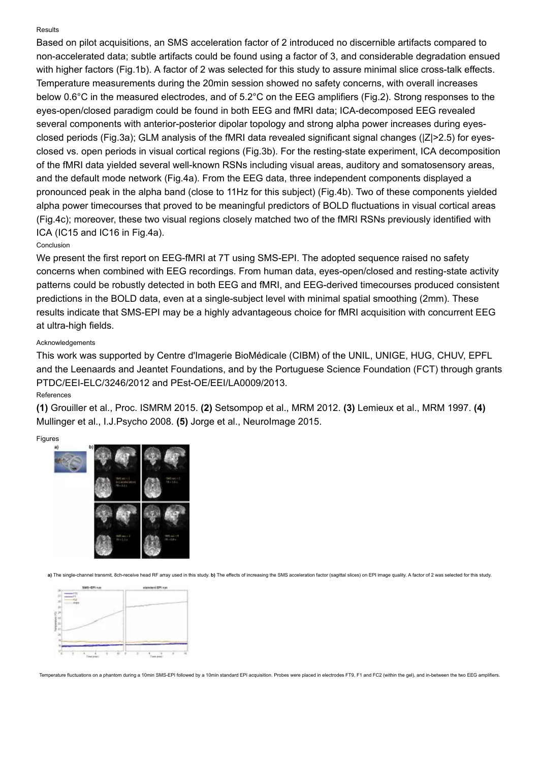Results

Based on pilot acquisitions, an SMS acceleration factor of 2 introduced no discernible artifacts compared to non-accelerated data; subtle artifacts could be found using a factor of 3, and considerable degradation ensued with higher factors (Fig.1b). A factor of 2 was selected for this study to assure minimal slice cross-talk effects. Temperature measurements during the 20min session showed no safety concerns, with overall increases below 0.6°C in the measured electrodes, and of 5.2°C on the EEG amplifiers (Fig.2). Strong responses to the eyes-open/closed paradigm could be found in both EEG and fMRI data; ICA-decomposed EEG revealed several components with anterior-posterior dipolar topology and strong alpha power increases during eyes-closed periods (Fig.3a); GLM analysis of the fMRI data revealed significant signal changes ($|Z|>2.5$) for eyes-closed vs. open periods in visual cortical regions (Fig.3b). For the resting-state experiment, ICA decomposition of the fMRI data yielded several well-known RSNs including visual areas, auditory and somatosensory areas, and the default mode network (Fig.4a). From the EEG data, three independent components displayed a pronounced peak in the alpha band (close to 11Hz for this subject) (Fig.4b). Two of these components yielded alpha power timecourses that proved to be meaningful predictors of BOLD fluctuations in visual cortical areas (Fig.4c); moreover, these two visual regions closely matched two of the fMRI RSNs previously identified with ICA (IC15 and IC16 in Fig.4a).

Conclusion

We present the first report on EEG-fMRI at 7T using SMS-EPI. The adopted sequence raised no safety concerns when combined with EEG recordings. From human data, eyes-open/closed and resting-state activity patterns could be robustly detected in both EEG and fMRI, and EEG-derived timecourses produced consistent predictions in the BOLD data, even at a single-subject level with minimal spatial smoothing (2mm). These results indicate that SMS-EPI may be a highly advantageous choice for fMRI acquisition with concurrent EEG at ultra-high fields.

Acknowledgements

This work was supported by Centre d'Imagerie BioMédicale (CIBM) of the UNIL, UNIGE, HUG, CHUV, EPFL and the Leenaards and Jeantet Foundations, and by the Portuguese Science Foundation (FCT) through grants PTDC/EEI-ELC/3246/2012 and PEst-OE/EEI/LA0009/2013.

References

**(1)** Grouiller et al., Proc. ISMRM 2015. **(2)** Setsompop et al., MRM 2012. **(3)** Lemieux et al., MRM 1997. **(4)** Mullinger et al., I.J.Psycho 2008. **(5)** Jorge et al., NeuroImage 2015.

Figures

**a)** The single-channel transmit, 8ch-receive head RF array used in this study. **b)** The effects of increasing the SMS acceleration factor (sagittal slices) on EPI image quality. A factor of 2 was selected for this study.

Temperature fluctuations on a phantom during a 10min SMS-EPI followed by a 10min standard EPI acquisition. Probes were placed in electrodes FT9, F1 and FC2 (within the gel), and in-between the two EEG amplifiers.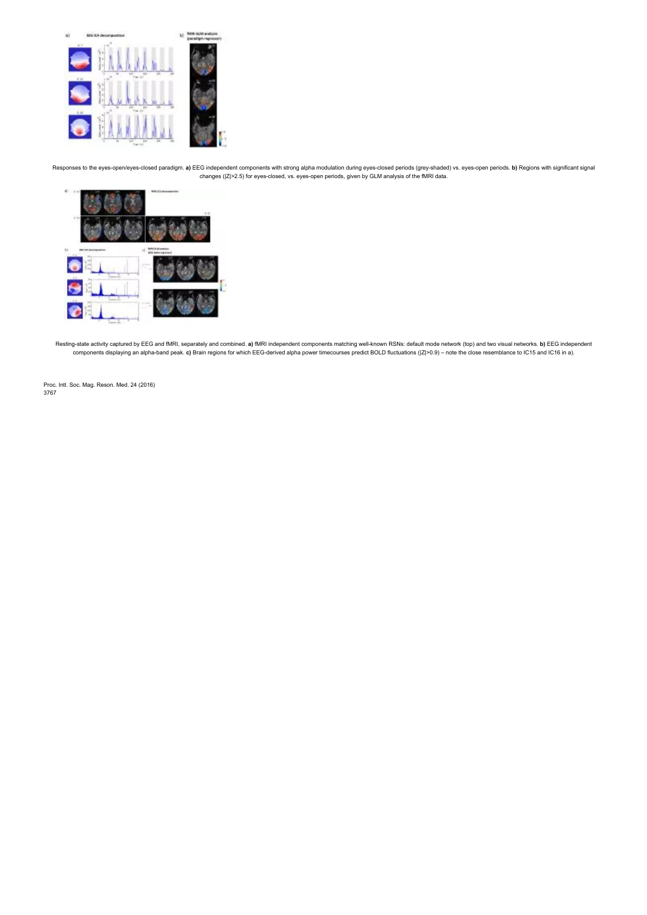Responses to the eyes-open/eyes-closed paradigm. **a)** EEG independent components with strong alpha modulation during eyes-closed periods (grey-shaded) vs. eyes-open periods. **b)** Regions with significant signal changes (|Z|>2.5) for eyes-closed, vs. eyes-open periods, given by GLM analysis of the fMRI data.

Resting-state activity captured by EEG and fMRI, separately and combined. **a)** fMRI independent components matching well-known RSNs: default mode network (top) and two visual networks. **b)** EEG independent components displaying an alpha-band peak. **c)** Brain regions for which EEG-derived alpha power timecourses predict BOLD fluctuations (|Z|>0.9) – note the close resemblance to IC15 and IC16 in a).